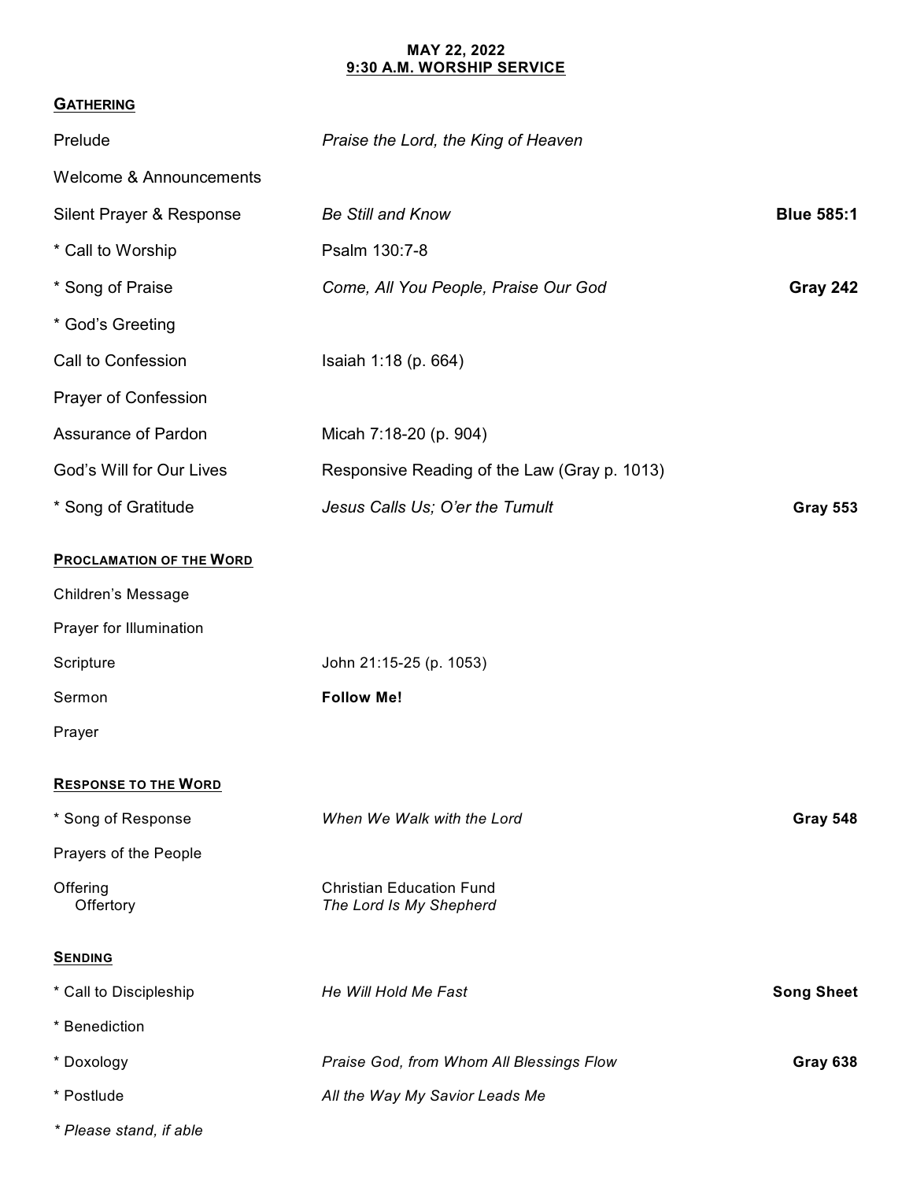# MAY 22, 2022
## 9:30 A.M. WORSHIP SERVICE

### GATHERING

| | | |
|---|---|---|
| Prelude | *Praise the Lord, the King of Heaven* | |
| Welcome & Announcements | | |
| Silent Prayer & Response | *Be Still and Know* | **Blue 585:1** |
| * Call to Worship | Psalm 130:7-8 | |
| * Song of Praise | *Come, All You People, Praise Our God* | **Gray 242** |
| * God's Greeting | | |
| Call to Confession | Isaiah 1:18 (p. 664) | |
| Prayer of Confession | | |
| Assurance of Pardon | Micah 7:18-20 (p. 904) | |
| God's Will for Our Lives | Responsive Reading of the Law (Gray p. 1013) | |
| * Song of Gratitude | *Jesus Calls Us; O'er the Tumult* | **Gray 553** |

### PROCLAMATION OF THE WORD

| | | |
|---|---|---|
| Children's Message | | |
| Prayer for Illumination | | |
| Scripture | John 21:15-25 (p. 1053) | |
| Sermon | **Follow Me!** | |
| Prayer | | |

### RESPONSE TO THE WORD

| | | |
|---|---|---|
| * Song of Response | *When We Walk with the Lord* | **Gray 548** |
| Prayers of the People | | |
| Offering | Christian Education Fund | |
| Offertory | *The Lord Is My Shepherd* | |

### SENDING

| | | |
|---|---|---|
| * Call to Discipleship | *He Will Hold Me Fast* | **Song Sheet** |
| * Benediction | | |
| * Doxology | *Praise God, from Whom All Blessings Flow* | **Gray 638** |
| * Postlude | *All the Way My Savior Leads Me* | |

*\* Please stand, if able*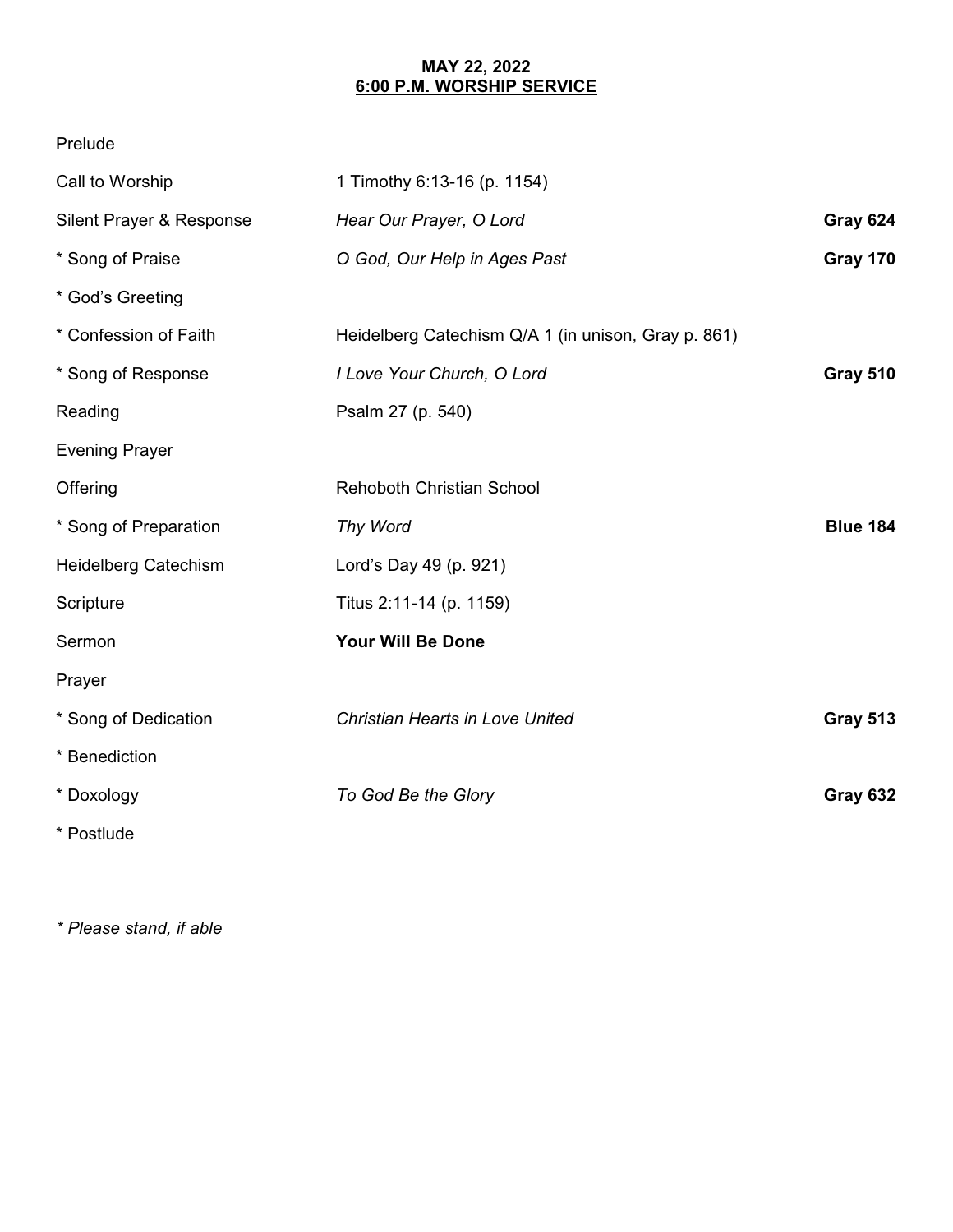**MAY 22, 2022**
**6:00 P.M. WORSHIP SERVICE**

| | | |
|---|---|---|
| Prelude | | |
| Call to Worship | 1 Timothy 6:13-16 (p. 1154) | |
| Silent Prayer & Response | *Hear Our Prayer, O Lord* | **Gray 624** |
| * Song of Praise | *O God, Our Help in Ages Past* | **Gray 170** |
| * God's Greeting | | |
| * Confession of Faith | Heidelberg Catechism Q/A 1 (in unison, Gray p. 861) | |
| * Song of Response | *I Love Your Church, O Lord* | **Gray 510** |
| Reading | Psalm 27 (p. 540) | |
| Evening Prayer | | |
| Offering | Rehoboth Christian School | |
| * Song of Preparation | *Thy Word* | **Blue 184** |
| Heidelberg Catechism | Lord's Day 49 (p. 921) | |
| Scripture | Titus 2:11-14 (p. 1159) | |
| Sermon | **Your Will Be Done** | |
| Prayer | | |
| * Song of Dedication | *Christian Hearts in Love United* | **Gray 513** |
| * Benediction | | |
| * Doxology | *To God Be the Glory* | **Gray 632** |
| * Postlude | | |

*\* Please stand, if able*